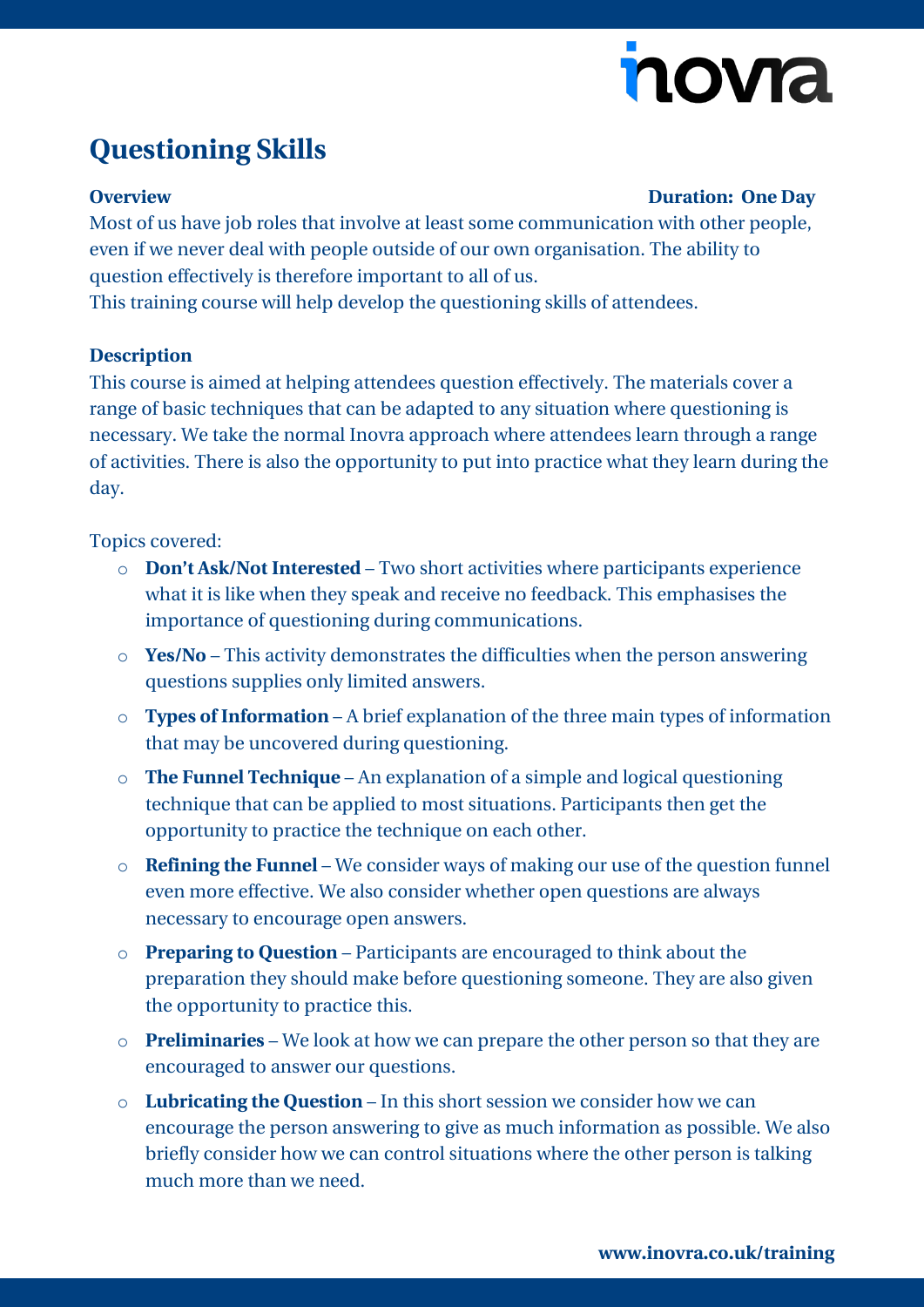# Questioning Skills

**Overview** **Duration: One Day**

Most of us have job roles that involve at least some communication with other people, even if we never deal with people outside of our own organisation. The ability to question effectively is therefore important to all of us.

This training course will help develop the questioning skills of attendees.

**Description**

This course is aimed at helping attendees question effectively. The materials cover a range of basic techniques that can be adapted to any situation where questioning is necessary. We take the normal Inovra approach where attendees learn through a range of activities. There is also the opportunity to put into practice what they learn during the day.

Topics covered:

- **Don't Ask/Not Interested** – Two short activities where participants experience what it is like when they speak and receive no feedback. This emphasises the importance of questioning during communications.
- **Yes/No** – This activity demonstrates the difficulties when the person answering questions supplies only limited answers.
- **Types of Information** – A brief explanation of the three main types of information that may be uncovered during questioning.
- **The Funnel Technique** – An explanation of a simple and logical questioning technique that can be applied to most situations. Participants then get the opportunity to practice the technique on each other.
- **Refining the Funnel** – We consider ways of making our use of the question funnel even more effective. We also consider whether open questions are always necessary to encourage open answers.
- **Preparing to Question** – Participants are encouraged to think about the preparation they should make before questioning someone. They are also given the opportunity to practice this.
- **Preliminaries** – We look at how we can prepare the other person so that they are encouraged to answer our questions.
- **Lubricating the Question** – In this short session we consider how we can encourage the person answering to give as much information as possible. We also briefly consider how we can control situations where the other person is talking much more than we need.

**www.inovra.co.uk/training**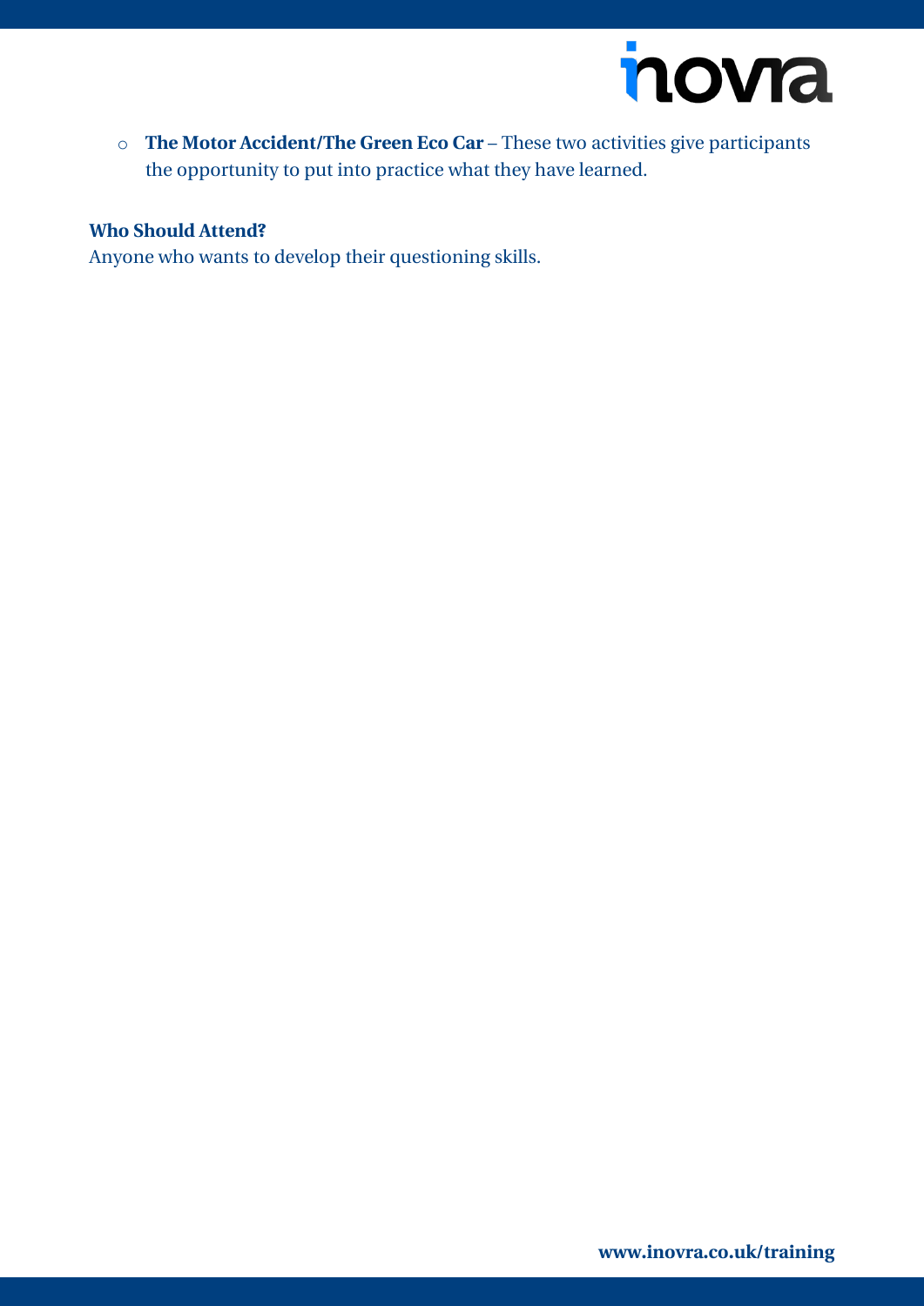- **The Motor Accident/The Green Eco Car** – These two activities give participants the opportunity to put into practice what they have learned.

**Who Should Attend?**

Anyone who wants to develop their questioning skills.

**www.inovra.co.uk/training**